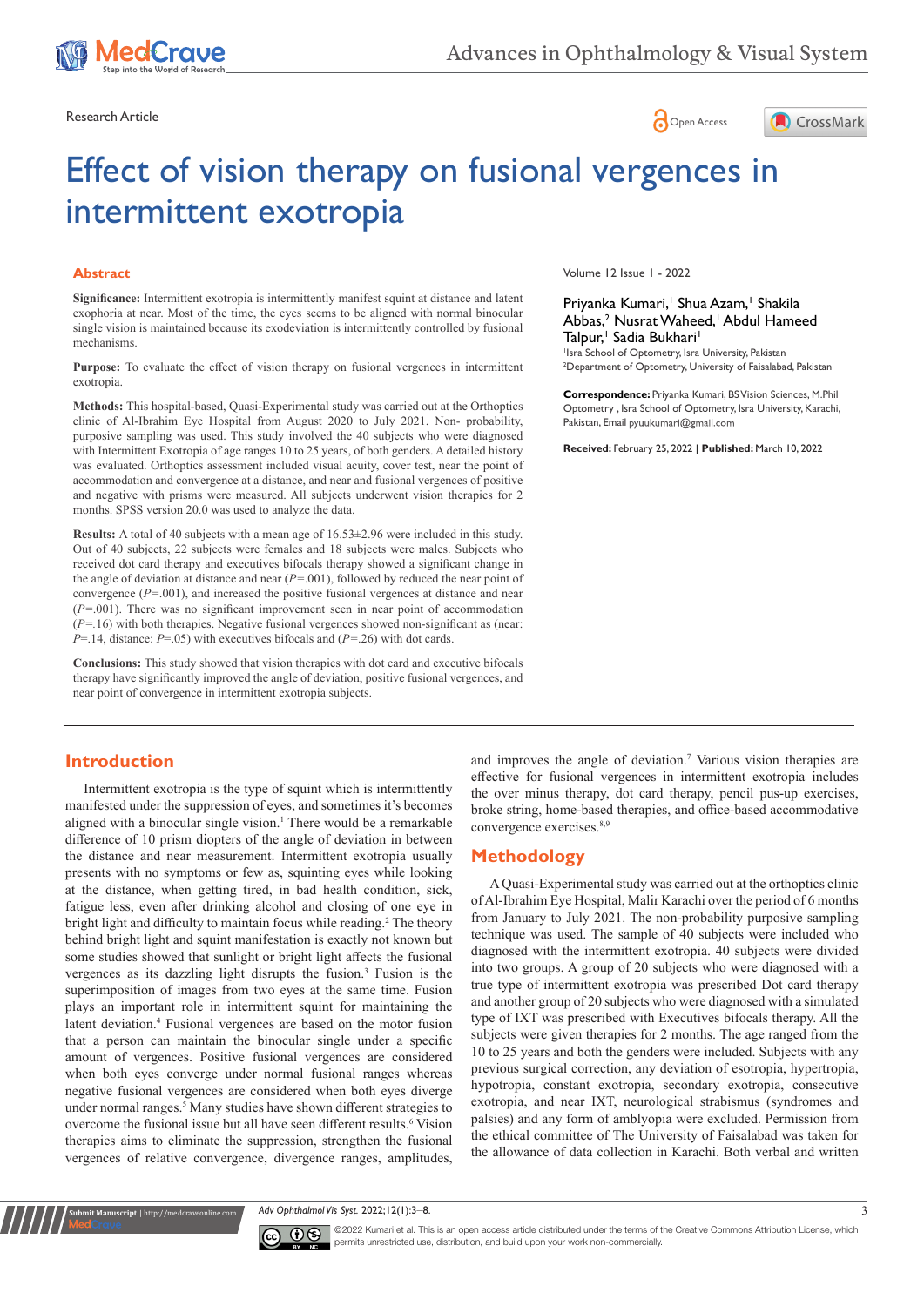Research Article

Open Access

# Effect of vision therapy on fusional vergences in intermittent exotropia

Volume 12 Issue 1 - 2022

Priyanka Kumari,[1] Shua Azam,[1] Shakila Abbas,[2] Nusrat Waheed,[1] Abdul Hameed Talpur,[1] Sadia Bukhari[1]

[1]Isra School of Optometry, Isra University, Pakistan
[2]Department of Optometry, University of Faisalabad, Pakistan

**Correspondence:** Priyanka Kumari, BS Vision Sciences, M.Phil Optometry, Isra School of Optometry, Isra University, Karachi, Pakistan, Email pyuukumari@gmail.com

**Received:** February 25, 2022 | **Published:** March 10, 2022

## Abstract

**Significance:** Intermittent exotropia is intermittently manifest squint at distance and latent exophoria at near. Most of the time, the eyes seems to be aligned with normal binocular single vision is maintained because its exodeviation is intermittently controlled by fusional mechanisms.

**Purpose:** To evaluate the effect of vision therapy on fusional vergences in intermittent exotropia.

**Methods:** This hospital-based, Quasi-Experimental study was carried out at the Orthoptics clinic of Al-Ibrahim Eye Hospital from August 2020 to July 2021. Non- probability, purposive sampling was used. This study involved the 40 subjects who were diagnosed with Intermittent Exotropia of age ranges 10 to 25 years, of both genders. A detailed history was evaluated. Orthoptics assessment included visual acuity, cover test, near the point of accommodation and convergence at a distance, and near and fusional vergences of positive and negative with prisms were measured. All subjects underwent vision therapies for 2 months. SPSS version 20.0 was used to analyze the data.

**Results:** A total of 40 subjects with a mean age of 16.53±2.96 were included in this study. Out of 40 subjects, 22 subjects were females and 18 subjects were males. Subjects who received dot card therapy and executives bifocals therapy showed a significant change in the angle of deviation at distance and near (*P*=.001), followed by reduced the near point of convergence (*P*=.001), and increased the positive fusional vergences at distance and near (*P*=.001). There was no significant improvement seen in near point of accommodation (*P*=.16) with both therapies. Negative fusional vergences showed non-significant as (near: *P*=.14, distance: *P*=.05) with executives bifocals and (*P*=.26) with dot cards.

**Conclusions:** This study showed that vision therapies with dot card and executive bifocals therapy have significantly improved the angle of deviation, positive fusional vergences, and near point of convergence in intermittent exotropia subjects.

## Introduction

Intermittent exotropia is the type of squint which is intermittently manifested under the suppression of eyes, and sometimes it's becomes aligned with a binocular single vision.[1] There would be a remarkable difference of 10 prism diopters of the angle of deviation in between the distance and near measurement. Intermittent exotropia usually presents with no symptoms or few as, squinting eyes while looking at the distance, when getting tired, in bad health condition, sick, fatigue less, even after drinking alcohol and closing of one eye in bright light and difficulty to maintain focus while reading.[2] The theory behind bright light and squint manifestation is exactly not known but some studies showed that sunlight or bright light affects the fusional vergences as its dazzling light disrupts the fusion.[3] Fusion is the superimposition of images from two eyes at the same time. Fusion plays an important role in intermittent exotropia for maintaining the latent deviation.[4] Fusional vergences are based on the motor fusion that a person can maintain the binocular single under a specific amount of vergences. Positive fusional vergences are considered when both eyes converge under normal fusional ranges whereas negative fusional vergences are considered when both eyes diverge under normal ranges.[5] Many studies have shown different strategies to overcome the fusional issue but all have seen different results.[6] Vision therapies aims to eliminate the suppression, strengthen the fusional vergences of relative convergence, divergence ranges, amplitudes, and improves the angle of deviation.[7] Various vision therapies are effective for fusional vergences in intermittent exotropia includes the over minus therapy, dot card therapy, pencil pus-up exercises, broke string, home-based therapies, and office-based accommodative convergence exercises.[8,9]

## Methodology

A Quasi-Experimental study was carried out at the orthoptics clinic of Al-Ibrahim Eye Hospital, Malir Karachi over the period of 6 months from January to July 2021. The non-probability purposive sampling technique was used. The sample of 40 subjects were included who diagnosed with the intermittent exotropia. 40 subjects were divided into two groups. A group of 20 subjects who were diagnosed with a true type of intermittent exotropia was prescribed Dot card therapy and another group of 20 subjects who were diagnosed with a simulated type of IXT was prescribed with Executives bifocals therapy. All the subjects were given therapies for 2 months. The age ranged from the 10 to 25 years and both the genders were included. Subjects with any previous surgical correction, any deviation of esotropia, hypertropia, hypotropia, constant exotropia, secondary exotropia, consecutive exotropia, and near IXT, neurological strabismus (syndromes and palsies) and any form of amblyopia were excluded. Permission from the ethical committee of The University of Faisalabad was taken for the allowance of data collection in Karachi. Both verbal and written

©2022 Kumari et al. This is an open access article distributed under the terms of the Creative Commons Attribution License, which permits unrestricted use, distribution, and build upon your work non-commercially.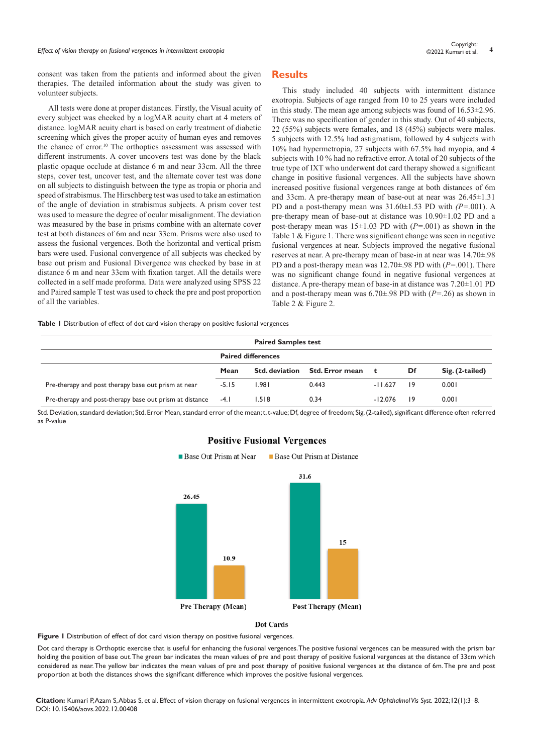consent was taken from the patients and informed about the given therapies. The detailed information about the study was given to volunteer subjects.

All tests were done at proper distances. Firstly, the Visual acuity of every subject was checked by a logMAR acuity chart at 4 meters of distance. logMAR acuity chart is based on early treatment of diabetic screening which gives the proper acuity of human eyes and removes the chance of error.[10] The orthoptics assessment was assessed with different instruments. A cover uncovers test was done by the black plastic opaque occlude at distance 6 m and near 33cm. All the three steps, cover test, uncover test, and the alternate cover test was done on all subjects to distinguish between the type as tropia or phoria and speed of strabismus. The Hirschberg test was used to take an estimation of the angle of deviation in strabismus subjects. A prism cover test was used to measure the degree of ocular misalignment. The deviation was measured by the base in prisms combine with an alternate cover test at both distances of 6m and near 33cm. Prisms were also used to assess the fusional vergences. Both the horizontal and vertical prism bars were used. Fusional convergence of all subjects was checked by base out prism and Fusional Divergence was checked by base in at distance 6 m and near 33cm with fixation target. All the details were collected in a self made proforma. Data were analyzed using SPSS 22 and Paired sample T test was used to check the pre and post proportion of all the variables.

## Results

This study included 40 subjects with intermittent distance exotropia. Subjects of age ranged from 10 to 25 years were included in this study. The mean age among subjects was found of 16.53±2.96. There was no specification of gender in this study. Out of 40 subjects, 22 (55%) subjects were females, and 18 (45%) subjects were males. 5 subjects with 12.5% had astigmatism, followed by 4 subjects with 10% had hypermetropia, 27 subjects with 67.5% had myopia, and 4 subjects with 10 % had no refractive error. A total of 20 subjects of the true type of IXT who underwent dot card therapy showed a significant change in positive fusional vergences. All the subjects have shown increased positive fusional vergences range at both distances of 6m and 33cm. A pre-therapy mean of base-out at near was 26.45±1.31 PD and a post-therapy mean was 31.60±1.53 PD with (*P*=.001). A pre-therapy mean of base-out at distance was 10.90±1.02 PD and a post-therapy mean was 15±1.03 PD with (*P*=.001) as shown in the Table 1 & Figure 1. There was significant change was seen in negative fusional vergences at near. Subjects improved the negative fusional reserves at near. A pre-therapy mean of base-in at near was 14.70±.98 PD and a post-therapy mean was 12.70±.98 PD with (*P*=.001). There was no significant change found in negative fusional vergences at distance. A pre-therapy mean of base-in at distance was 7.20±1.01 PD and a post-therapy mean was 6.70±.98 PD with (*P*=.26) as shown in Table 2 & Figure 2.

**Table 1** Distribution of effect of dot card vision therapy on positive fusional vergences

| | Paired Samples test | | | | | |
|---|---|---|---|---|---|---|
| | Paired differences | | | | | |
| | Mean | Std. deviation | Std. Error mean | t | Df | Sig. (2-tailed) |
| Pre-therapy and post therapy base out prism at near | -5.15 | 1.981 | 0.443 | -11.627 | 19 | 0.001 |
| Pre-therapy and post-therapy base out prism at distance | -4.1 | 1.518 | 0.34 | -12.076 | 19 | 0.001 |

Std. Deviation, standard deviation; Std. Error Mean, standard error of the mean; t, t-value; Df, degree of freedom; Sig. (2-tailed), significant difference often referred as P-value

**Figure 1** Distribution of effect of dot card vision therapy on positive fusional vergences.

Dot card therapy is Orthoptic exercise that is useful for enhancing the fusional vergences. The positive fusional vergences can be measured with the prism bar holding the position of base out. The green bar indicates the mean values of pre and post therapy of positive fusional vergences at the distance of 33cm which considered as near. The yellow bar indicates the mean values of pre and post therapy of positive fusional vergences at the distance of 6m. The pre and post proportion at both the distances shows the significant difference which improves the positive fusional vergences.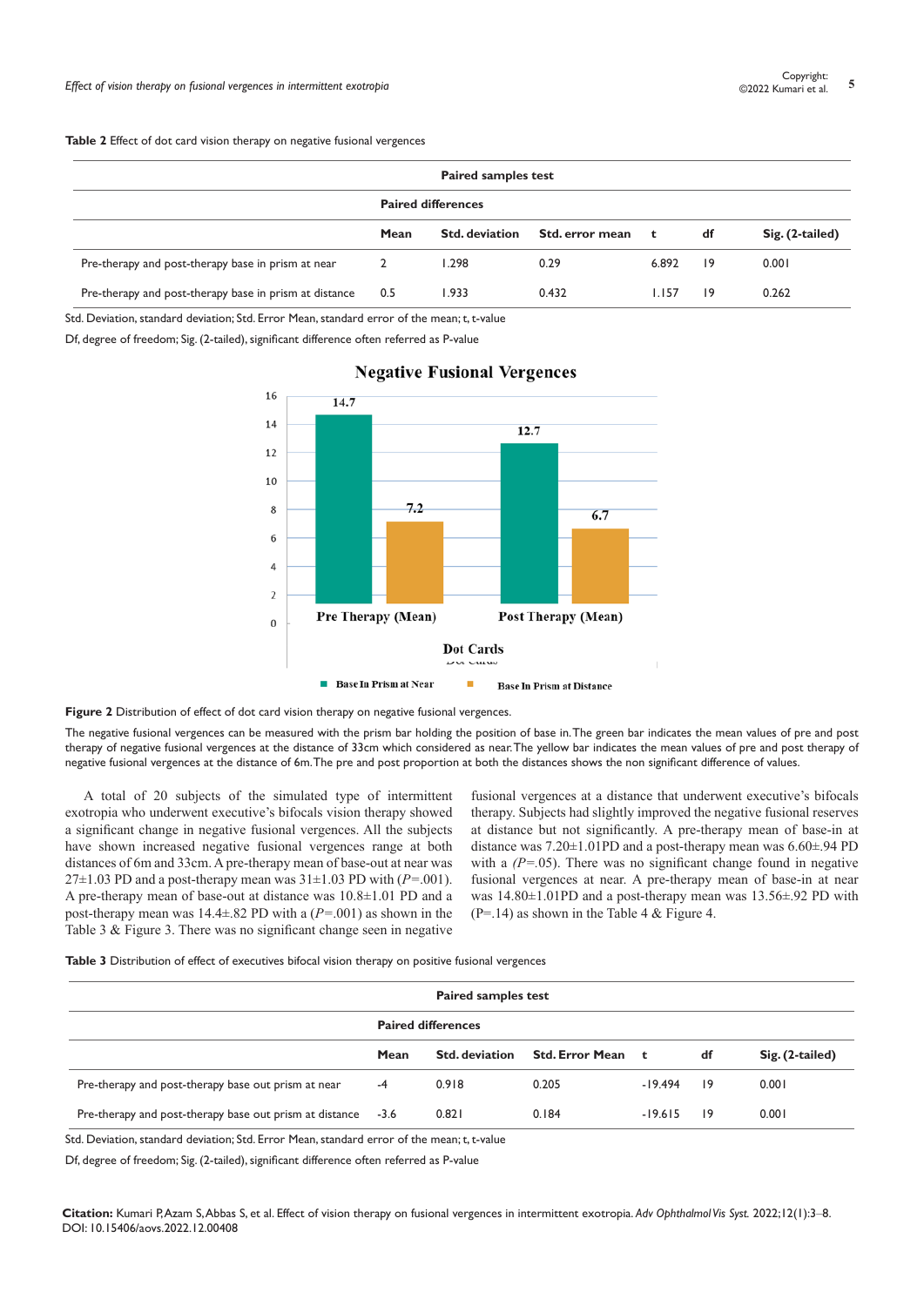**Table 2** Effect of dot card vision therapy on negative fusional vergences

| Paired samples test | | | | | | |
|---|---|---|---|---|---|---|
| | Paired differences | | | | | |
| | Mean | Std. deviation | Std. error mean | t | df | Sig. (2-tailed) |
| Pre-therapy and post-therapy base in prism at near | 2 | 1.298 | 0.29 | 6.892 | 19 | 0.001 |
| Pre-therapy and post-therapy base in prism at distance | 0.5 | 1.933 | 0.432 | 1.157 | 19 | 0.262 |

Std. Deviation, standard deviation; Std. Error Mean, standard error of the mean; t, t-value

Df, degree of freedom; Sig. (2-tailed), significant difference often referred as P-value

**Figure 2** Distribution of effect of dot card vision therapy on negative fusional vergences.

The negative fusional vergences can be measured with the prism bar holding the position of base in. The green bar indicates the mean values of pre and post therapy of negative fusional vergences at the distance of 33cm which considered as near. The yellow bar indicates the mean values of pre and post therapy of negative fusional vergences at the distance of 6m. The pre and post proportion at both the distances shows the non significant difference of values.

A total of 20 subjects of the simulated type of intermittent exotropia who underwent executive's bifocals vision therapy showed a significant change in negative fusional vergences. All the subjects have shown increased negative fusional vergences range at both distances of 6m and 33cm. A pre-therapy mean of base-out at near was 27±1.03 PD and a post-therapy mean was 31±1.03 PD with (*P*=.001). A pre-therapy mean of base-out at distance was 10.8±1.01 PD and a post-therapy mean was 14.4±.82 PD with a (*P*=.001) as shown in the Table 3 & Figure 3. There was no significant change seen in negative fusional vergences at a distance that underwent executive's bifocals therapy. Subjects had slightly improved the negative fusional reserves at distance but not significantly. A pre-therapy mean of base-in at distance was 7.20±1.01PD and a post-therapy mean was 6.60±.94 PD with a (*P*=.05). There was no significant change found in negative fusional vergences at near. A pre-therapy mean of base-in at near was 14.80±1.01PD and a post-therapy mean was 13.56±.92 PD with (P=.14) as shown in the Table 4 & Figure 4.

**Table 3** Distribution of effect of executives bifocal vision therapy on positive fusional vergences

| Paired samples test | | | | | | |
|---|---|---|---|---|---|---|
| | Paired differences | | | | | |
| | Mean | Std. deviation | Std. Error Mean | t | df | Sig. (2-tailed) |
| Pre-therapy and post-therapy base out prism at near | -4 | 0.918 | 0.205 | -19.494 | 19 | 0.001 |
| Pre-therapy and post-therapy base out prism at distance | -3.6 | 0.821 | 0.184 | -19.615 | 19 | 0.001 |

Std. Deviation, standard deviation; Std. Error Mean, standard error of the mean; t, t-value

Df, degree of freedom; Sig. (2-tailed), significant difference often referred as P-value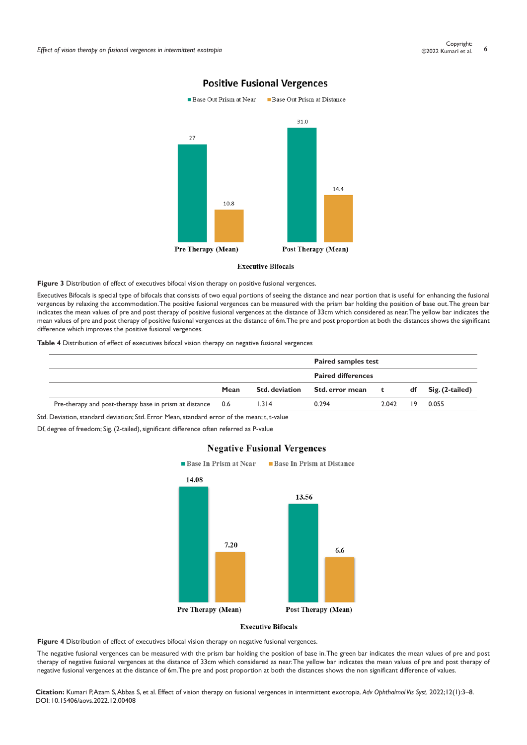**Figure 3** Distribution of effect of executives bifocal vision therapy on positive fusional vergences.

Executives Bifocals is special type of bifocals that consists of two equal portions of seeing the distance and near portion that is useful for enhancing the fusional vergences by relaxing the accommodation. The positive fusional vergences can be measured with the prism bar holding the position of base out. The green bar indicates the mean values of pre and post therapy of positive fusional vergences at the distance of 33cm which considered as near. The yellow bar indicates the mean values of pre and post therapy of positive fusional vergences at the distance of 6m. The pre and post proportion at both the distances shows the significant difference which improves the positive fusional vergences.

**Table 4** Distribution of effect of executives bifocal vision therapy on negative fusional vergences

| | Paired samples test | | | | | |
|---|---|---|---|---|---|---|
| | Paired differences | | | | | |
| | Mean | Std. deviation | Std. error mean | t | df | Sig. (2-tailed) |
| Pre-therapy and post-therapy base in prism at distance | 0.6 | 1.314 | 0.294 | 2.042 | 19 | 0.055 |

Std. Deviation, standard deviation; Std. Error Mean, standard error of the mean; t, t-value

Df, degree of freedom; Sig. (2-tailed), significant difference often referred as P-value

**Figure 4** Distribution of effect of executives bifocal vision therapy on negative fusional vergences.

The negative fusional vergences can be measured with the prism bar holding the position of base in. The green bar indicates the mean values of pre and post therapy of negative fusional vergences at the distance of 33cm which considered as near. The yellow bar indicates the mean values of pre and post therapy of negative fusional vergences at the distance of 6m. The pre and post proportion at both the distances shows the non significant difference of values.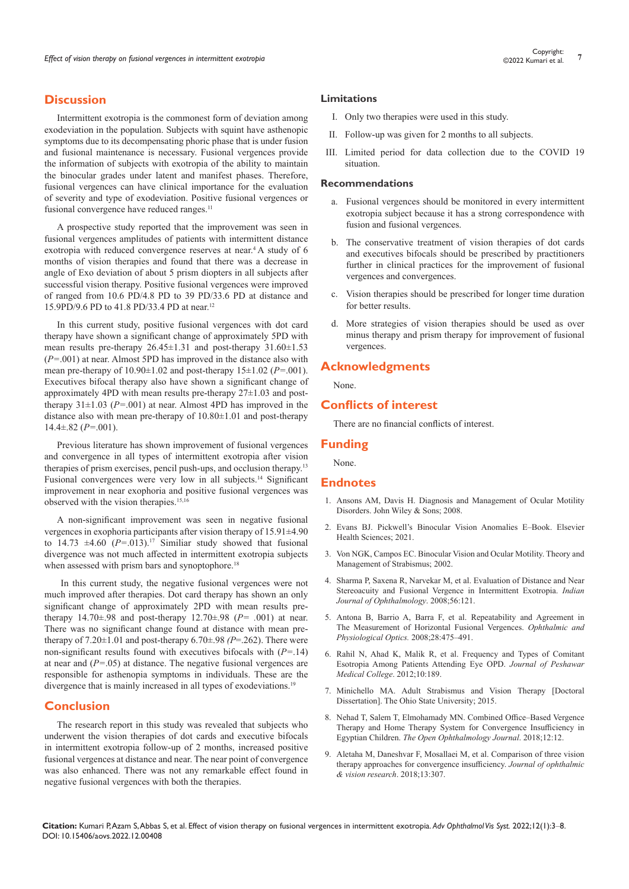## Discussion

Intermittent exotropia is the commonest form of deviation among exodeviation in the population. Subjects with squint have asthenopic symptoms due to its decompensating phoric phase that is under fusion and fusional maintenance is necessary. Fusional vergences provide the information of subjects with exotropia of the ability to maintain the binocular grades under latent and manifest phases. Therefore, fusional vergences can have clinical importance for the evaluation of severity and type of exodeviation. Positive fusional vergences or fusional convergence have reduced ranges.[11]

A prospective study reported that the improvement was seen in fusional vergences amplitudes of patients with intermittent distance exotropia with reduced convergence reserves at near.[4] A study of 6 months of vision therapies and found that there was a decrease in angle of Exo deviation of about 5 prism diopters in all subjects after successful vision therapy. Positive fusional vergences were improved of ranged from 10.6 PD/4.8 PD to 39 PD/33.6 PD at distance and 15.9PD/9.6 PD to 41.8 PD/33.4 PD at near.[12]

In this current study, positive fusional vergences with dot card therapy have shown a significant change of approximately 5PD with mean results pre-therapy 26.45±1.31 and post-therapy 31.60±1.53 ($P$=.001) at near. Almost 5PD has improved in the distance also with mean pre-therapy of 10.90±1.02 and post-therapy 15±1.02 ($P$=.001). Executives bifocal therapy also have shown a significant change of approximately 4PD with mean results pre-therapy 27±1.03 and post-therapy 31±1.03 ($P$=.001) at near. Almost 4PD has improved in the distance also with mean pre-therapy of 10.80±1.01 and post-therapy 14.4±.82 ($P$=.001).

Previous literature has shown improvement of fusional vergences and convergence in all types of intermittent exotropia after vision therapies of prism exercises, pencil push-ups, and occlusion therapy.[13] Fusional convergences were very low in all subjects.[14] Significant improvement in near exophoria and positive fusional vergences was observed with the vision therapies.[15,16]

A non-significant improvement was seen in negative fusional vergences in exophoria participants after vision therapy of 15.91±4.90 to 14.73 ±4.60 ($P$=.013).[17] Similiar study showed that fusional divergence was not much affected in intermittent exotropia subjects when assessed with prism bars and synoptophore.[18]

In this current study, the negative fusional vergences were not much improved after therapies. Dot card therapy has shown an only significant change of approximately 2PD with mean results pre-therapy 14.70±.98 and post-therapy 12.70±.98 ($P$= .001) at near. There was no significant change found at distance with mean pre-therapy of 7.20±1.01 and post-therapy 6.70±.98 ($P$=.262). There were non-significant results found with executives bifocals with ($P$=.14) at near and ($P$=.05) at distance. The negative fusional vergences are responsible for asthenopia symptoms in individuals. These are the divergence that is mainly increased in all types of exodeviations.[19]

## Conclusion

The research report in this study was revealed that subjects who underwent the vision therapies of dot cards and executive bifocals in intermittent exotropia follow-up of 2 months, increased positive fusional vergences at distance and near. The near point of convergence was also enhanced. There was not any remarkable effect found in negative fusional vergences with both the therapies.

### Limitations

I. Only two therapies were used in this study.

II. Follow-up was given for 2 months to all subjects.

III. Limited period for data collection due to the COVID 19 situation.

### Recommendations

a. Fusional vergences should be monitored in every intermittent exotropia subject because it has a strong correspondence with fusion and fusional vergences.

b. The conservative treatment of vision therapies of dot cards and executives bifocals should be prescribed by practitioners further in clinical practices for the improvement of fusional vergences and convergences.

c. Vision therapies should be prescribed for longer time duration for better results.

d. More strategies of vision therapies should be used as over minus therapy and prism therapy for improvement of fusional vergences.

## Acknowledgments

None.

## Conflicts of interest

There are no financial conflicts of interest.

## Funding

None.

## Endnotes

1. Ansons AM, Davis H. Diagnosis and Management of Ocular Motility Disorders. John Wiley & Sons; 2008.
2. Evans BJ. Pickwell's Binocular Vision Anomalies E–Book. Elsevier Health Sciences; 2021.
3. Von NGK, Campos EC. Binocular Vision and Ocular Motility. Theory and Management of Strabismus; 2002.
4. Sharma P, Saxena R, Narvekar M, et al. Evaluation of Distance and Near Stereoacuity and Fusional Vergence in Intermittent Exotropia. *Indian Journal of Ophthalmology*. 2008;56:121.
5. Antona B, Barrio A, Barra F, et al. Repeatability and Agreement in The Measurement of Horizontal Fusional Vergences. *Ophthalmic and Physiological Optics.* 2008;28:475–491.
6. Rahil N, Ahad K, Malik R, et al. Frequency and Types of Comitant Esotropia Among Patients Attending Eye OPD. *Journal of Peshawar Medical College*. 2012;10:189.
7. Minichello MA. Adult Strabismus and Vision Therapy [Doctoral Dissertation]. The Ohio State University; 2015.
8. Nehad T, Salem T, Elmohamady MN. Combined Office–Based Vergence Therapy and Home Therapy System for Convergence Insufficiency in Egyptian Children. *The Open Ophthalmology Journal*. 2018;12:12.
9. Aletaha M, Daneshvar F, Mosallaei M, et al. Comparison of three vision therapy approaches for convergence insufficiency. *Journal of ophthalmic & vision research*. 2018;13:307.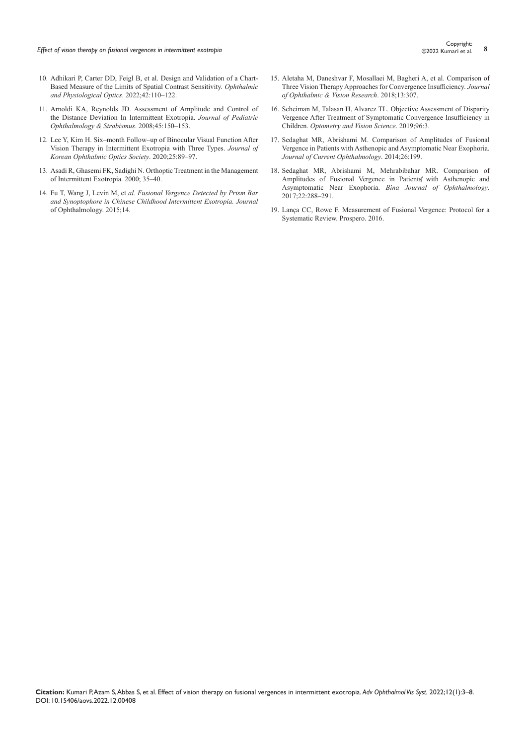10. Adhikari P, Carter DD, Feigl B, et al. Design and Validation of a Chart-Based Measure of the Limits of Spatial Contrast Sensitivity. *Ophthalmic and Physiological Optics*. 2022;42:110–122.

11. Arnoldi KA, Reynolds JD. Assessment of Amplitude and Control of the Distance Deviation In Intermittent Exotropia. *Journal of Pediatric Ophthalmology & Strabismus*. 2008;45:150–153.

12. Lee Y, Kim H. Six–month Follow–up of Binocular Visual Function After Vision Therapy in Intermittent Exotropia with Three Types. *Journal of Korean Ophthalmic Optics Society*. 2020;25:89–97.

13. Asadi R, Ghasemi FK, Sadighi N. Orthoptic Treatment in the Management of Intermittent Exotropia. 2000; 35–40.

14. Fu T, Wang J, Levin M, et *al. Fusional Vergence Detected by Prism Bar and Synoptophore in Chinese Childhood Intermittent Exotropia. Journal* of Ophthalmology. 2015;14.

15. Aletaha M, Daneshvar F, Mosallaei M, Bagheri A, et al. Comparison of Three Vision Therapy Approaches for Convergence Insufficiency. *Journal of Ophthalmic & Vision Research*. 2018;13:307.

16. Scheiman M, Talasan H, Alvarez TL. Objective Assessment of Disparity Vergence After Treatment of Symptomatic Convergence Insufficiency in Children. *Optometry and Vision Science*. 2019;96:3.

17. Sedaghat MR, Abrishami M. Comparison of Amplitudes of Fusional Vergence in Patients with Asthenopic and Asymptomatic Near Exophoria. *Journal of Current Ophthalmology*. 2014;26:199.

18. Sedaghat MR, Abrishami M, Mehrabibahar MR. Comparison of Amplitudes of Fusional Vergence in Patients' with Asthenopic and Asymptomatic Near Exophoria. *Bina Journal of Ophthalmology*. 2017;22:288–291.

19. Lança CC, Rowe F. Measurement of Fusional Vergence: Protocol for a Systematic Review. Prospero. 2016.